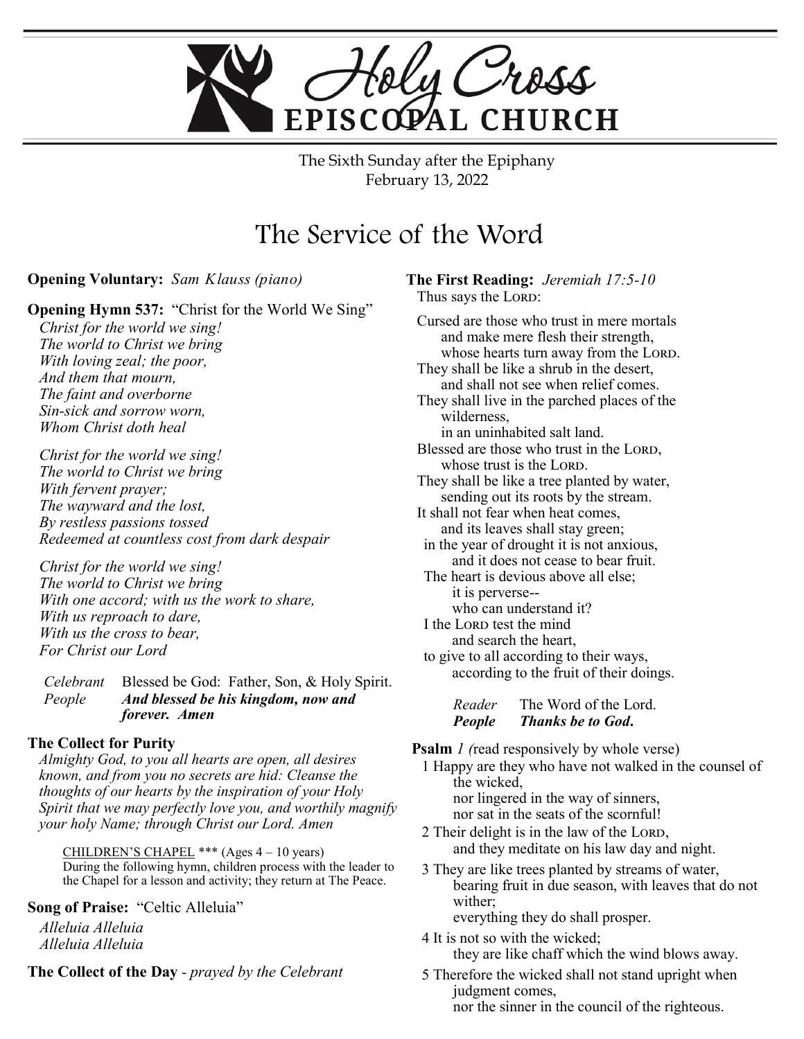# Holy Cross EPISCOPAL CHURCH

The Sixth Sunday after the Epiphany
February 13, 2022

## The Service of the Word

**Opening Voluntary:** *Sam Klauss (piano)*

**Opening Hymn 537:** "Christ for the World We Sing"

*Christ for the world we sing!*
*The world to Christ we bring*
*With loving zeal; the poor,*
*And them that mourn,*
*The faint and overborne*
*Sin-sick and sorrow worn,*
*Whom Christ doth heal*

*Christ for the world we sing!*
*The world to Christ we bring*
*With fervent prayer;*
*The wayward and the lost,*
*By restless passions tossed*
*Redeemed at countless cost from dark despair*

*Christ for the world we sing!*
*The world to Christ we bring*
*With one accord; with us the work to share,*
*With us reproach to dare,*
*With us the cross to bear,*
*For Christ our Lord*

*Celebrant* Blessed be God: Father, Son, & Holy Spirit.
*People* ***And blessed be his kingdom, now and forever. Amen***

**The Collect for Purity**

*Almighty God, to you all hearts are open, all desires known, and from you no secrets are hid: Cleanse the thoughts of our hearts by the inspiration of your Holy Spirit that we may perfectly love you, and worthily magnify your holy Name; through Christ our Lord. Amen*

CHILDREN'S CHAPEL *** (Ages 4 – 10 years)
During the following hymn, children process with the leader to the Chapel for a lesson and activity; they return at The Peace.

**Song of Praise:** "Celtic Alleluia"

*Alleluia Alleluia*
*Alleluia Alleluia*

**The Collect of the Day** - *prayed by the Celebrant*

**The First Reading:** *Jeremiah 17:5-10*

Thus says the LORD:

Cursed are those who trust in mere mortals
and make mere flesh their strength,
whose hearts turn away from the LORD.
They shall be like a shrub in the desert,
and shall not see when relief comes.
They shall live in the parched places of the wilderness,
in an uninhabited salt land.
Blessed are those who trust in the LORD,
whose trust is the LORD.
They shall be like a tree planted by water,
sending out its roots by the stream.
It shall not fear when heat comes,
and its leaves shall stay green;
in the year of drought it is not anxious,
and it does not cease to bear fruit.
The heart is devious above all else;
it is perverse--
who can understand it?
I the LORD test the mind
and search the heart,
to give to all according to their ways,
according to the fruit of their doings.

*Reader* The Word of the Lord.
***People Thanks be to God.***

**Psalm** *1 (*read responsively by whole verse)

1 Happy are they who have not walked in the counsel of the wicked,
nor lingered in the way of sinners,
nor sat in the seats of the scornful!

2 Their delight is in the law of the LORD,
and they meditate on his law day and night.

3 They are like trees planted by streams of water,
bearing fruit in due season, with leaves that do not wither;
everything they do shall prosper.

4 It is not so with the wicked;
they are like chaff which the wind blows away.

5 Therefore the wicked shall not stand upright when judgment comes,
nor the sinner in the council of the righteous.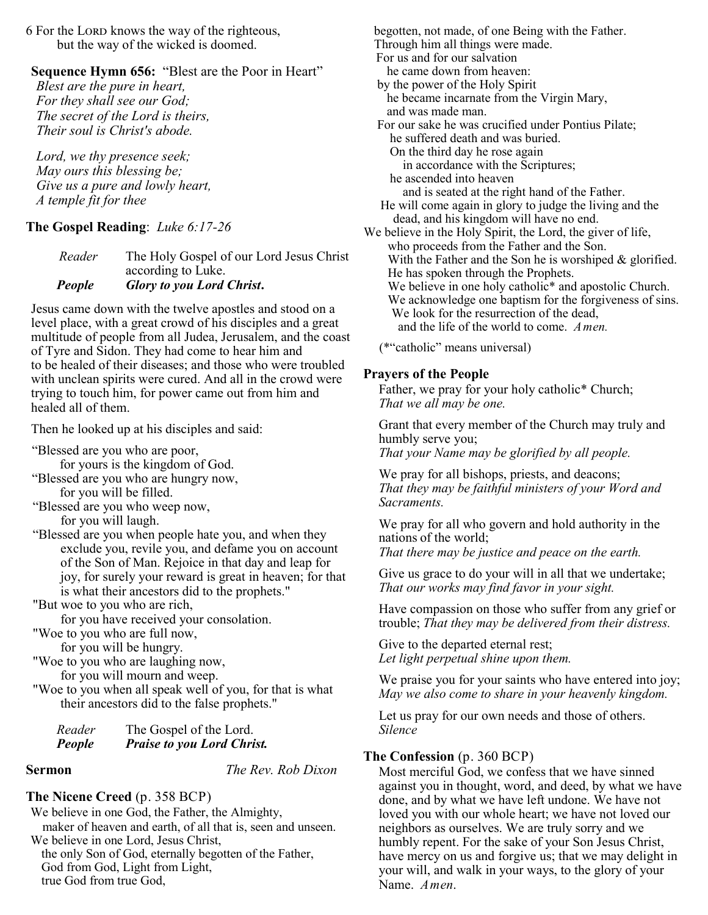6 For the LORD knows the way of the righteous,
but the way of the wicked is doomed.

**Sequence Hymn 656:** "Blest are the Poor in Heart"

*Blest are the pure in heart,*
*For they shall see our God;*
*The secret of the Lord is theirs,*
*Their soul is Christ's abode.*

*Lord, we thy presence seek;*
*May ours this blessing be;*
*Give us a pure and lowly heart,*
*A temple fit for thee*

**The Gospel Reading**: *Luke 6:17-26*

| | |
|---|---|
| *Reader* | The Holy Gospel of our Lord Jesus Christ according to Luke. |
| ***People*** | ***Glory to you Lord Christ*****.** |

Jesus came down with the twelve apostles and stood on a level place, with a great crowd of his disciples and a great multitude of people from all Judea, Jerusalem, and the coast of Tyre and Sidon. They had come to hear him and to be healed of their diseases; and those who were troubled with unclean spirits were cured. And all in the crowd were trying to touch him, for power came out from him and healed all of them.

Then he looked up at his disciples and said:

"Blessed are you who are poor,
for yours is the kingdom of God.
"Blessed are you who are hungry now,
for you will be filled.
"Blessed are you who weep now,
for you will laugh.
"Blessed are you when people hate you, and when they exclude you, revile you, and defame you on account of the Son of Man. Rejoice in that day and leap for joy, for surely your reward is great in heaven; for that is what their ancestors did to the prophets."
"But woe to you who are rich,
for you have received your consolation.
"Woe to you who are full now,
for you will be hungry.
"Woe to you who are laughing now,
for you will mourn and weep.
"Woe to you when all speak well of you, for that is what their ancestors did to the false prophets."

| | |
|---|---|
| *Reader* | The Gospel of the Lord. |
| ***People*** | ***Praise to you Lord Christ.*** |

**Sermon** *The Rev. Rob Dixon*

**The Nicene Creed** (p. 358 BCP)

We believe in one God, the Father, the Almighty,
maker of heaven and earth, of all that is, seen and unseen.
We believe in one Lord, Jesus Christ,
the only Son of God, eternally begotten of the Father,
God from God, Light from Light,
true God from true God,
begotten, not made, of one Being with the Father.
Through him all things were made.
For us and for our salvation
he came down from heaven:
by the power of the Holy Spirit
he became incarnate from the Virgin Mary,
and was made man.
For our sake he was crucified under Pontius Pilate;
he suffered death and was buried.
On the third day he rose again
in accordance with the Scriptures;
he ascended into heaven
and is seated at the right hand of the Father.
He will come again in glory to judge the living and the dead, and his kingdom will have no end.
We believe in the Holy Spirit, the Lord, the giver of life,
who proceeds from the Father and the Son.
With the Father and the Son he is worshiped & glorified.
He has spoken through the Prophets.
We believe in one holy catholic* and apostolic Church.
We acknowledge one baptism for the forgiveness of sins.
We look for the resurrection of the dead,
and the life of the world to come. *Amen.*

(*"catholic" means universal)

**Prayers of the People**

Father, we pray for your holy catholic* Church;
*That we all may be one.*

Grant that every member of the Church may truly and humbly serve you;
*That your Name may be glorified by all people.*

We pray for all bishops, priests, and deacons;
*That they may be faithful ministers of your Word and Sacraments.*

We pray for all who govern and hold authority in the nations of the world;
*That there may be justice and peace on the earth.*

Give us grace to do your will in all that we undertake;
*That our works may find favor in your sight.*

Have compassion on those who suffer from any grief or trouble; *That they may be delivered from their distress.*

Give to the departed eternal rest;
*Let light perpetual shine upon them.*

We praise you for your saints who have entered into joy;
*May we also come to share in your heavenly kingdom.*

Let us pray for our own needs and those of others.
*Silence*

**The Confession** (p. 360 BCP)

Most merciful God, we confess that we have sinned against you in thought, word, and deed, by what we have done, and by what we have left undone. We have not loved you with our whole heart; we have not loved our neighbors as ourselves. We are truly sorry and we humbly repent. For the sake of your Son Jesus Christ, have mercy on us and forgive us; that we may delight in your will, and walk in your ways, to the glory of your Name. *Amen*.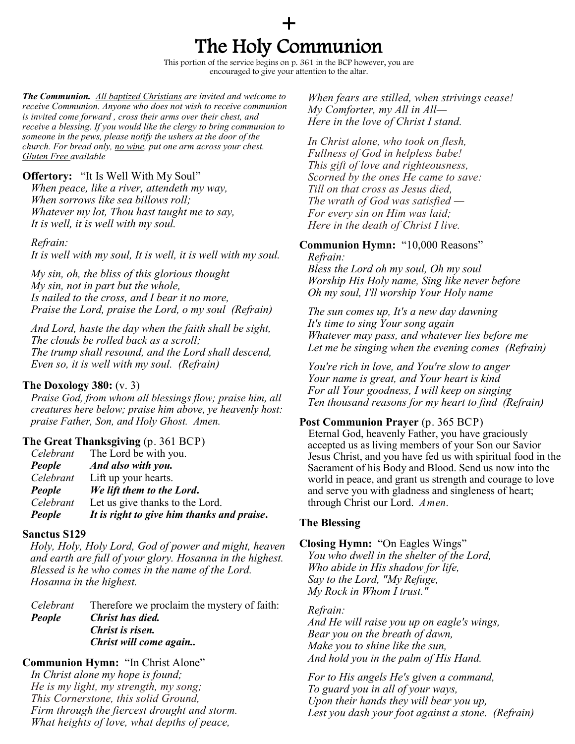# +

# The Holy Communion

This portion of the service begins on p. 361 in the BCP however, you are encouraged to give your attention to the altar.

***The Communion.*** *All baptized Christians are invited and welcome to receive Communion. Anyone who does not wish to receive communion is invited come forward , cross their arms over their chest, and receive a blessing. If you would like the clergy to bring communion to someone in the pews, please notify the ushers at the door of the church. For bread only, no wine, put one arm across your chest. Gluten Free available*

**Offertory:** "It Is Well With My Soul"

*When peace, like a river, attendeth my way,*
*When sorrows like sea billows roll;*
*Whatever my lot, Thou hast taught me to say,*
*It is well, it is well with my soul.*

*Refrain:*
*It is well with my soul, It is well, it is well with my soul.*

*My sin, oh, the bliss of this glorious thought*
*My sin, not in part but the whole,*
*Is nailed to the cross, and I bear it no more,*
*Praise the Lord, praise the Lord, o my soul (Refrain)*

*And Lord, haste the day when the faith shall be sight,*
*The clouds be rolled back as a scroll;*
*The trump shall resound, and the Lord shall descend,*
*Even so, it is well with my soul. (Refrain)*

**The Doxology 380:** (v. 3)

*Praise God, from whom all blessings flow; praise him, all creatures here below; praise him above, ye heavenly host: praise Father, Son, and Holy Ghost. Amen.*

**The Great Thanksgiving** (p. 361 BCP)

| | |
|---|---|
| *Celebrant* | The Lord be with you. |
| ***People*** | ***And also with you.*** |
| *Celebrant* | Lift up your hearts. |
| ***People*** | ***We lift them to the Lord.*** |
| *Celebrant* | Let us give thanks to the Lord. |
| ***People*** | ***It is right to give him thanks and praise.*** |

**Sanctus S129**

*Holy, Holy, Holy Lord, God of power and might, heaven and earth are full of your glory. Hosanna in the highest. Blessed is he who comes in the name of the Lord. Hosanna in the highest.*

| | |
|---|---|
| *Celebrant* | Therefore we proclaim the mystery of faith: |
| ***People*** | ***Christ has died.*** |
| | ***Christ is risen.*** |
| | ***Christ will come again..*** |

**Communion Hymn:** "In Christ Alone"

*In Christ alone my hope is found;*
*He is my light, my strength, my song;*
*This Cornerstone, this solid Ground,*
*Firm through the fiercest drought and storm.*
*What heights of love, what depths of peace,*
*When fears are stilled, when strivings cease!*
*My Comforter, my All in All—*
*Here in the love of Christ I stand.*

*In Christ alone, who took on flesh,*
*Fullness of God in helpless babe!*
*This gift of love and righteousness,*
*Scorned by the ones He came to save:*
*Till on that cross as Jesus died,*
*The wrath of God was satisfied —*
*For every sin on Him was laid;*
*Here in the death of Christ I live.*

**Communion Hymn:** "10,000 Reasons"

*Refrain:*
*Bless the Lord oh my soul, Oh my soul*
*Worship His Holy name, Sing like never before*
*Oh my soul, I'll worship Your Holy name*

*The sun comes up, It's a new day dawning*
*It's time to sing Your song again*
*Whatever may pass, and whatever lies before me*
*Let me be singing when the evening comes (Refrain)*

*You're rich in love, and You're slow to anger*
*Your name is great, and Your heart is kind*
*For all Your goodness, I will keep on singing*
*Ten thousand reasons for my heart to find (Refrain)*

**Post Communion Prayer** (p. 365 BCP)

Eternal God, heavenly Father, you have graciously accepted us as living members of your Son our Savior Jesus Christ, and you have fed us with spiritual food in the Sacrament of his Body and Blood. Send us now into the world in peace, and grant us strength and courage to love and serve you with gladness and singleness of heart; through Christ our Lord. *Amen*.

**The Blessing**

**Closing Hymn:** "On Eagles Wings"

*You who dwell in the shelter of the Lord,*
*Who abide in His shadow for life,*
*Say to the Lord, "My Refuge,*
*My Rock in Whom I trust."*

*Refrain:*
*And He will raise you up on eagle's wings,*
*Bear you on the breath of dawn,*
*Make you to shine like the sun,*
*And hold you in the palm of His Hand.*

*For to His angels He's given a command,*
*To guard you in all of your ways,*
*Upon their hands they will bear you up,*
*Lest you dash your foot against a stone. (Refrain)*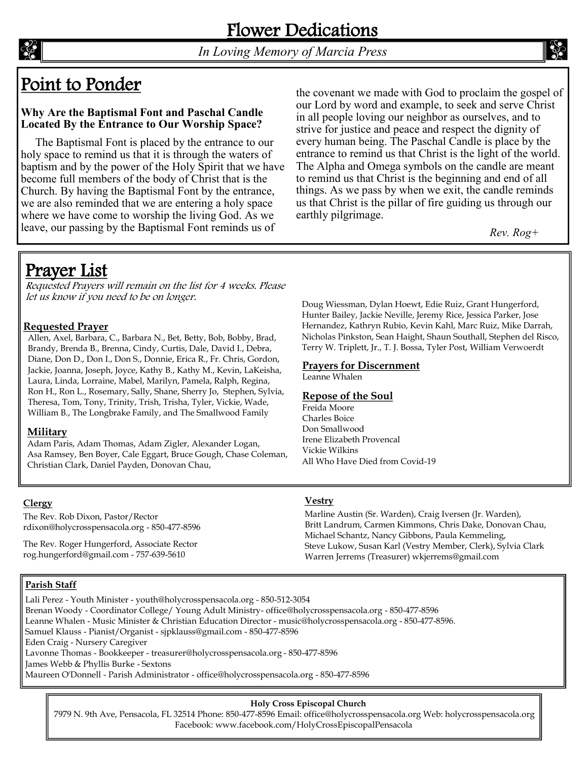# Flower Dedications

*In Loving Memory of Marcia Press*

## Point to Ponder

**Why Are the Baptismal Font and Paschal Candle Located By the Entrance to Our Worship Space?**

The Baptismal Font is placed by the entrance to our holy space to remind us that it is through the waters of baptism and by the power of the Holy Spirit that we have become full members of the body of Christ that is the Church. By having the Baptismal Font by the entrance, we are also reminded that we are entering a holy space where we have come to worship the living God. As we leave, our passing by the Baptismal Font reminds us of the covenant we made with God to proclaim the gospel of our Lord by word and example, to seek and serve Christ in all people loving our neighbor as ourselves, and to strive for justice and peace and respect the dignity of every human being. The Paschal Candle is place by the entrance to remind us that Christ is the light of the world. The Alpha and Omega symbols on the candle are meant to remind us that Christ is the beginning and end of all things. As we pass by when we exit, the candle reminds us that Christ is the pillar of fire guiding us through our earthly pilgrimage.

*Rev. Rog+*

## Prayer List

*Requested Prayers will remain on the list for 4 weeks. Please let us know if you need to be on longer.*

**Requested Prayer**

Allen, Axel, Barbara, C., Barbara N., Bet, Betty, Bob, Bobby, Brad, Brandy, Brenda B., Brenna, Cindy, Curtis, Dale, David I., Debra, Diane, Don D., Don I., Don S., Donnie, Erica R., Fr. Chris, Gordon, Jackie, Joanna, Joseph, Joyce, Kathy B., Kathy M., Kevin, LaKeisha, Laura, Linda, Lorraine, Mabel, Marilyn, Pamela, Ralph, Regina, Ron H., Ron L., Rosemary, Sally, Shane, Sherry Jo, Stephen, Sylvia, Theresa, Tom, Tony, Trinity, Trish, Trisha, Tyler, Vickie, Wade, William B., The Longbrake Family, and The Smallwood Family

**Military**

Adam Paris, Adam Thomas, Adam Zigler, Alexander Logan, Asa Ramsey, Ben Boyer, Cale Eggart, Bruce Gough, Chase Coleman, Christian Clark, Daniel Payden, Donovan Chau, Doug Wiessman, Dylan Hoewt, Edie Ruiz, Grant Hungerford, Hunter Bailey, Jackie Neville, Jeremy Rice, Jessica Parker, Jose Hernandez, Kathryn Rubio, Kevin Kahl, Marc Ruiz, Mike Darrah, Nicholas Pinkston, Sean Haight, Shaun Southall, Stephen del Risco, Terry W. Triplett, Jr., T. J. Bossa, Tyler Post, William Verwoerdt

**Prayers for Discernment**

Leanne Whalen

**Repose of the Soul**

Freida Moore
Charles Boice
Don Smallwood
Irene Elizabeth Provencal
Vickie Wilkins
All Who Have Died from Covid-19

**Clergy**

The Rev. Rob Dixon, Pastor/Rector
rdixon@holycrosspensacola.org - 850-477-8596

The Rev. Roger Hungerford, Associate Rector
rog.hungerford@gmail.com - 757-639-5610

**Vestry**

Marline Austin (Sr. Warden), Craig Iversen (Jr. Warden), Britt Landrum, Carmen Kimmons, Chris Dake, Donovan Chau, Michael Schantz, Nancy Gibbons, Paula Kemmeling, Steve Lukow, Susan Karl (Vestry Member, Clerk), Sylvia Clark
Warren Jerrems (Treasurer) wkjerrems@gmail.com

**Parish Staff**

Lali Perez - Youth Minister - youth@holycrosspensacola.org - 850-512-3054
Brenan Woody - Coordinator College/ Young Adult Ministry- office@holycrosspensacola.org - 850-477-8596
Leanne Whalen - Music Minister & Christian Education Director - music@holycrosspensacola.org - 850-477-8596.
Samuel Klauss - Pianist/Organist - sjpklauss@gmail.com - 850-477-8596
Eden Craig - Nursery Caregiver
Lavonne Thomas - Bookkeeper - treasurer@holycrosspensacola.org - 850-477-8596
James Webb & Phyllis Burke - Sextons
Maureen O'Donnell - Parish Administrator - office@holycrosspensacola.org - 850-477-8596

**Holy Cross Episcopal Church**
7979 N. 9th Ave, Pensacola, FL 32514 Phone: 850-477-8596 Email: office@holycrosspensacola.org Web: holycrosspensacola.org
Facebook: www.facebook.com/HolyCrossEpiscopalPensacola